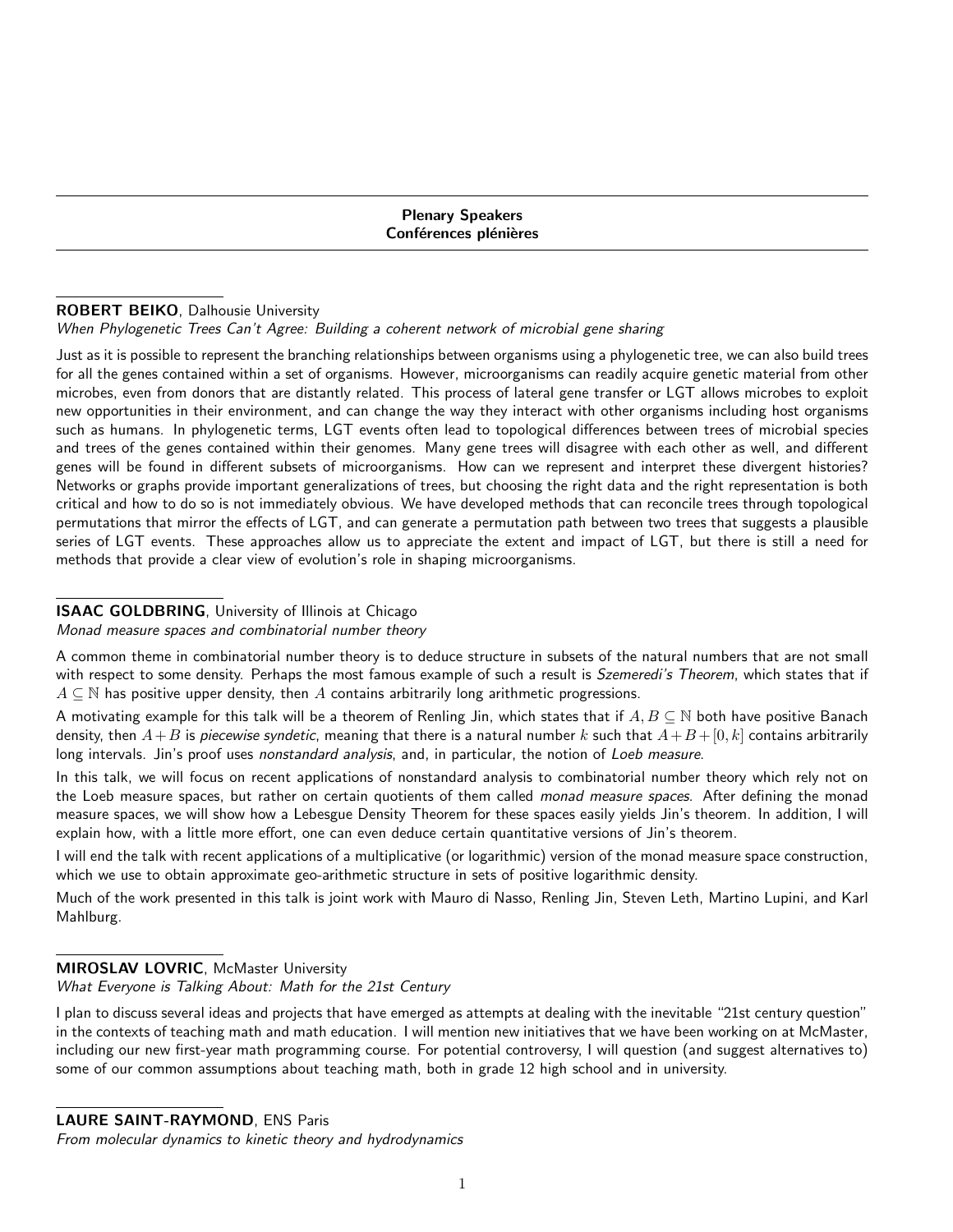## Plenary Speakers
## Conférences plénières

**ROBERT BEIKO**, Dalhousie University
*When Phylogenetic Trees Can't Agree: Building a coherent network of microbial gene sharing*

Just as it is possible to represent the branching relationships between organisms using a phylogenetic tree, we can also build trees for all the genes contained within a set of organisms. However, microorganisms can readily acquire genetic material from other microbes, even from donors that are distantly related. This process of lateral gene transfer or LGT allows microbes to exploit new opportunities in their environment, and can change the way they interact with other organisms including host organisms such as humans. In phylogenetic terms, LGT events often lead to topological differences between trees of microbial species and trees of the genes contained within their genomes. Many gene trees will disagree with each other as well, and different genes will be found in different subsets of microorganisms. How can we represent and interpret these divergent histories? Networks or graphs provide important generalizations of trees, but choosing the right data and the right representation is both critical and how to do so is not immediately obvious. We have developed methods that can reconcile trees through topological permutations that mirror the effects of LGT, and can generate a permutation path between two trees that suggests a plausible series of LGT events. These approaches allow us to appreciate the extent and impact of LGT, but there is still a need for methods that provide a clear view of evolution's role in shaping microorganisms.

**ISAAC GOLDBRING**, University of Illinois at Chicago
*Monad measure spaces and combinatorial number theory*

A common theme in combinatorial number theory is to deduce structure in subsets of the natural numbers that are not small with respect to some density. Perhaps the most famous example of such a result is *Szemeredi's Theorem*, which states that if $A \subseteq \mathbb{N}$ has positive upper density, then $A$ contains arbitrarily long arithmetic progressions.

A motivating example for this talk will be a theorem of Renling Jin, which states that if $A, B \subseteq \mathbb{N}$ both have positive Banach density, then $A+B$ is *piecewise syndetic*, meaning that there is a natural number $k$ such that $A+B+[0,k]$ contains arbitrarily long intervals. Jin's proof uses *nonstandard analysis*, and, in particular, the notion of *Loeb measure*.

In this talk, we will focus on recent applications of nonstandard analysis to combinatorial number theory which rely not on the Loeb measure spaces, but rather on certain quotients of them called *monad measure spaces*. After defining the monad measure spaces, we will show how a Lebesgue Density Theorem for these spaces easily yields Jin's theorem. In addition, I will explain how, with a little more effort, one can even deduce certain quantitative versions of Jin's theorem.

I will end the talk with recent applications of a multiplicative (or logarithmic) version of the monad measure space construction, which we use to obtain approximate geo-arithmetic structure in sets of positive logarithmic density.

Much of the work presented in this talk is joint work with Mauro di Nasso, Renling Jin, Steven Leth, Martino Lupini, and Karl Mahlburg.

**MIROSLAV LOVRIC**, McMaster University
*What Everyone is Talking About: Math for the 21st Century*

I plan to discuss several ideas and projects that have emerged as attempts at dealing with the inevitable "21st century question" in the contexts of teaching math and math education. I will mention new initiatives that we have been working on at McMaster, including our new first-year math programming course. For potential controversy, I will question (and suggest alternatives to) some of our common assumptions about teaching math, both in grade 12 high school and in university.

**LAURE SAINT-RAYMOND**, ENS Paris
*From molecular dynamics to kinetic theory and hydrodynamics*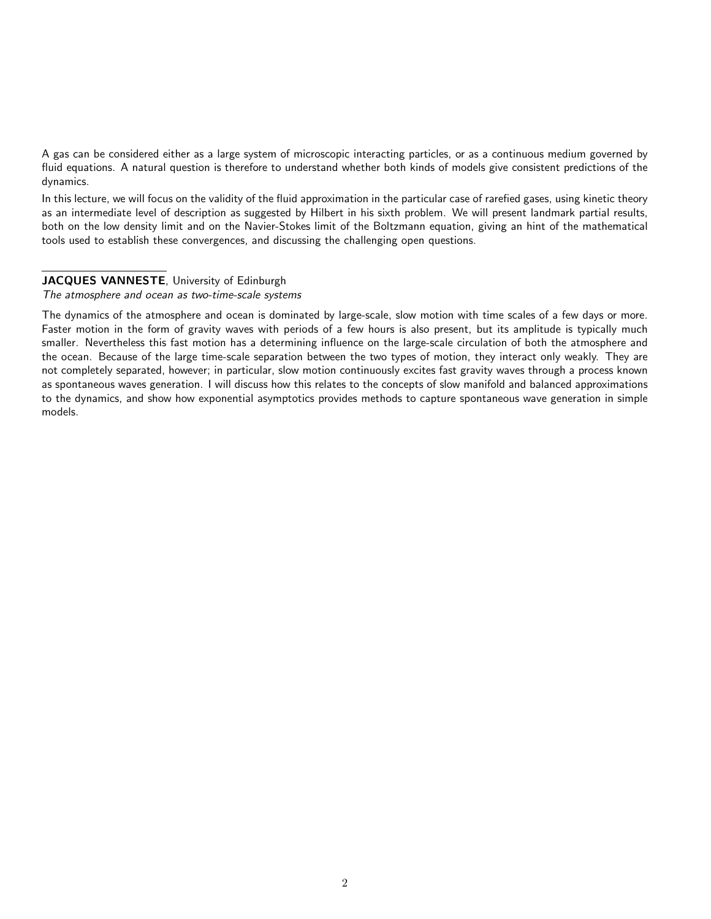A gas can be considered either as a large system of microscopic interacting particles, or as a continuous medium governed by fluid equations. A natural question is therefore to understand whether both kinds of models give consistent predictions of the dynamics.

In this lecture, we will focus on the validity of the fluid approximation in the particular case of rarefied gases, using kinetic theory as an intermediate level of description as suggested by Hilbert in his sixth problem. We will present landmark partial results, both on the low density limit and on the Navier-Stokes limit of the Boltzmann equation, giving an hint of the mathematical tools used to establish these convergences, and discussing the challenging open questions.

---

**JACQUES VANNESTE**, University of Edinburgh
*The atmosphere and ocean as two-time-scale systems*

The dynamics of the atmosphere and ocean is dominated by large-scale, slow motion with time scales of a few days or more. Faster motion in the form of gravity waves with periods of a few hours is also present, but its amplitude is typically much smaller. Nevertheless this fast motion has a determining influence on the large-scale circulation of both the atmosphere and the ocean. Because of the large time-scale separation between the two types of motion, they interact only weakly. They are not completely separated, however; in particular, slow motion continuously excites fast gravity waves through a process known as spontaneous waves generation. I will discuss how this relates to the concepts of slow manifold and balanced approximations to the dynamics, and show how exponential asymptotics provides methods to capture spontaneous wave generation in simple models.